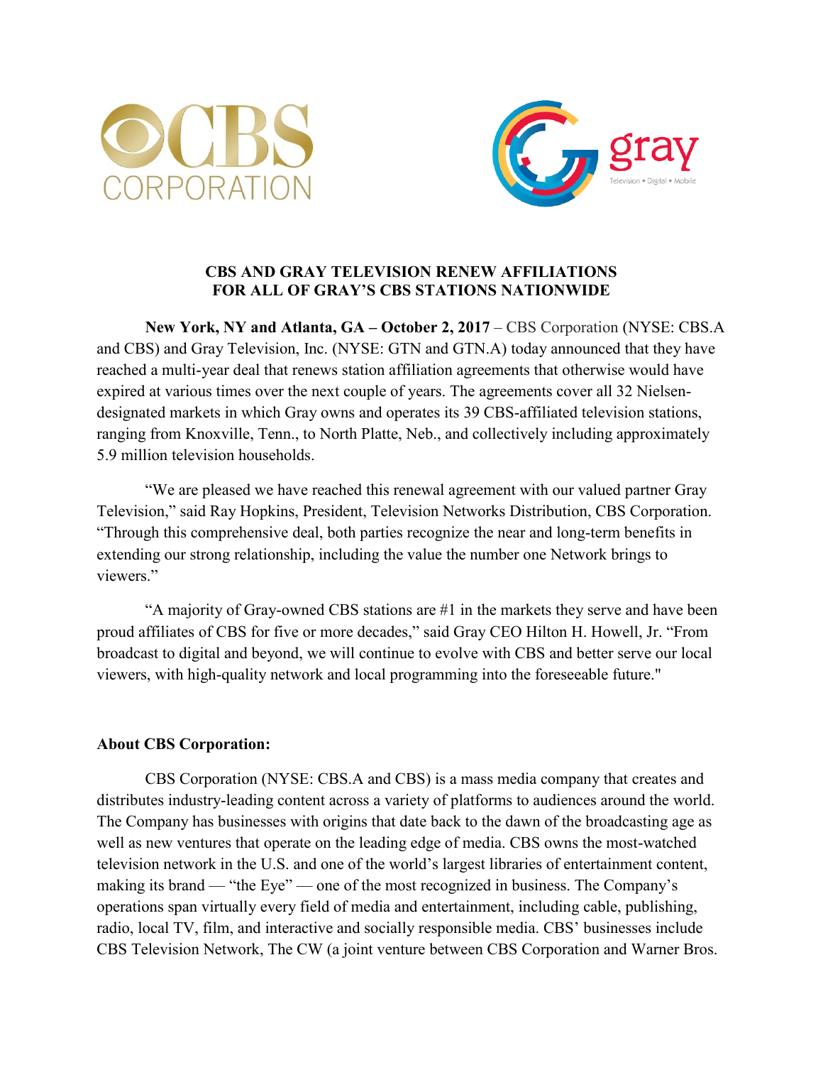# CBS AND GRAY TELEVISION RENEW AFFILIATIONS FOR ALL OF GRAY'S CBS STATIONS NATIONWIDE

**New York, NY and Atlanta, GA – October 2, 2017** – CBS Corporation (NYSE: CBS.A and CBS) and Gray Television, Inc. (NYSE: GTN and GTN.A) today announced that they have reached a multi-year deal that renews station affiliation agreements that otherwise would have expired at various times over the next couple of years. The agreements cover all 32 Nielsen-designated markets in which Gray owns and operates its 39 CBS-affiliated television stations, ranging from Knoxville, Tenn., to North Platte, Neb., and collectively including approximately 5.9 million television households.

"We are pleased we have reached this renewal agreement with our valued partner Gray Television," said Ray Hopkins, President, Television Networks Distribution, CBS Corporation. "Through this comprehensive deal, both parties recognize the near and long-term benefits in extending our strong relationship, including the value the number one Network brings to viewers."

"A majority of Gray-owned CBS stations are #1 in the markets they serve and have been proud affiliates of CBS for five or more decades," said Gray CEO Hilton H. Howell, Jr. "From broadcast to digital and beyond, we will continue to evolve with CBS and better serve our local viewers, with high-quality network and local programming into the foreseeable future."

## About CBS Corporation:

CBS Corporation (NYSE: CBS.A and CBS) is a mass media company that creates and distributes industry-leading content across a variety of platforms to audiences around the world. The Company has businesses with origins that date back to the dawn of the broadcasting age as well as new ventures that operate on the leading edge of media. CBS owns the most-watched television network in the U.S. and one of the world's largest libraries of entertainment content, making its brand — "the Eye" — one of the most recognized in business. The Company's operations span virtually every field of media and entertainment, including cable, publishing, radio, local TV, film, and interactive and socially responsible media. CBS' businesses include CBS Television Network, The CW (a joint venture between CBS Corporation and Warner Bros.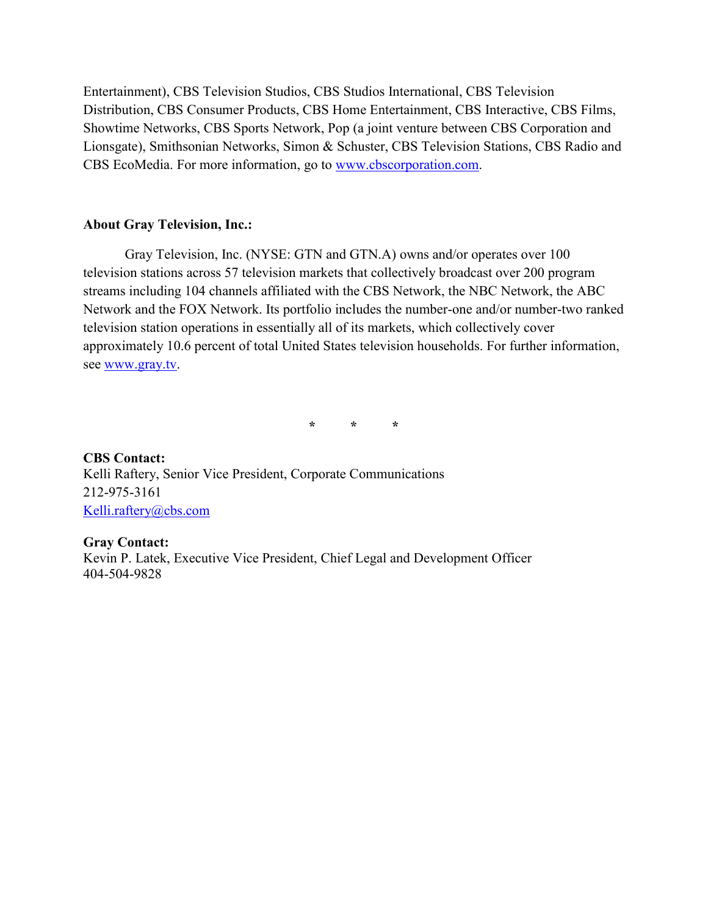Entertainment), CBS Television Studios, CBS Studios International, CBS Television Distribution, CBS Consumer Products, CBS Home Entertainment, CBS Interactive, CBS Films, Showtime Networks, CBS Sports Network, Pop (a joint venture between CBS Corporation and Lionsgate), Smithsonian Networks, Simon & Schuster, CBS Television Stations, CBS Radio and CBS EcoMedia. For more information, go to www.cbscorporation.com.

**About Gray Television, Inc.:**

Gray Television, Inc. (NYSE: GTN and GTN.A) owns and/or operates over 100 television stations across 57 television markets that collectively broadcast over 200 program streams including 104 channels affiliated with the CBS Network, the NBC Network, the ABC Network and the FOX Network. Its portfolio includes the number-one and/or number-two ranked television station operations in essentially all of its markets, which collectively cover approximately 10.6 percent of total United States television households. For further information, see www.gray.tv.

\* \* \*

**CBS Contact:**
Kelli Raftery, Senior Vice President, Corporate Communications
212-975-3161
Kelli.raftery@cbs.com

**Gray Contact:**
Kevin P. Latek, Executive Vice President, Chief Legal and Development Officer
404-504-9828